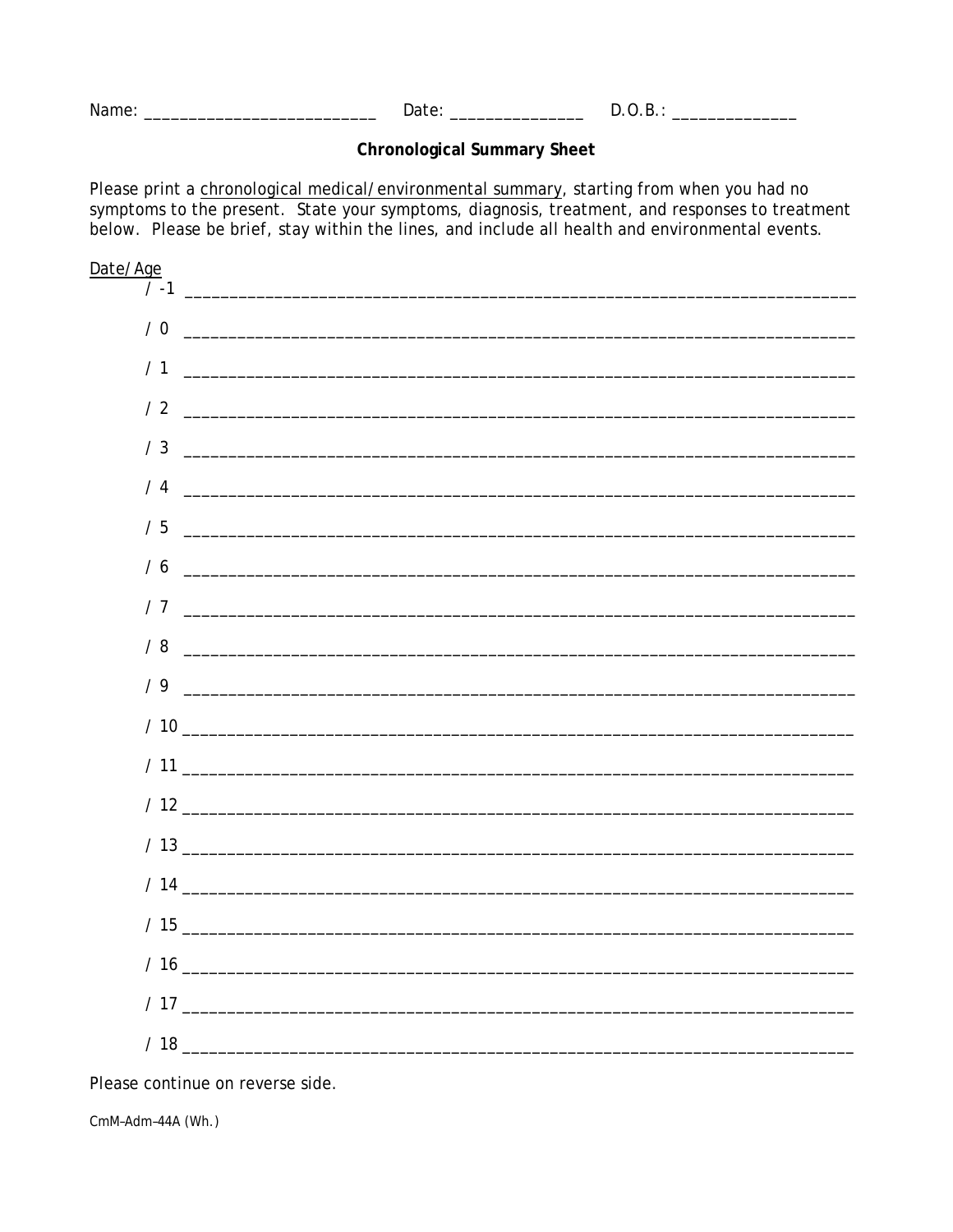Name: ___________________________ Date: _______________ D.O.B.: ______________

## Chronological Summary Sheet

Please print a chronological medical/environmental summary, starting from when you had no symptoms to the present. State your symptoms, diagnosis, treatment, and responses to treatment below. Please be brief, stay within the lines, and include all health and environmental events.

Date/Age

/ -1 ____________________________________________________________________________

/ 0 ____________________________________________________________________________

/ 1 ____________________________________________________________________________

/ 2 ____________________________________________________________________________

/ 3 ____________________________________________________________________________

/ 4 ____________________________________________________________________________

/ 5 ____________________________________________________________________________

/ 6 ____________________________________________________________________________

/ 7 ____________________________________________________________________________

/ 8 ____________________________________________________________________________

/ 9 ____________________________________________________________________________

/ 10 ____________________________________________________________________________

/ 11 ____________________________________________________________________________

/ 12 ____________________________________________________________________________

/ 13 ____________________________________________________________________________

/ 14 ____________________________________________________________________________

/ 15 ____________________________________________________________________________

/ 16 ____________________________________________________________________________

/ 17 ____________________________________________________________________________

/ 18 ____________________________________________________________________________

Please continue on reverse side.

CmM–Adm–44A (Wh.)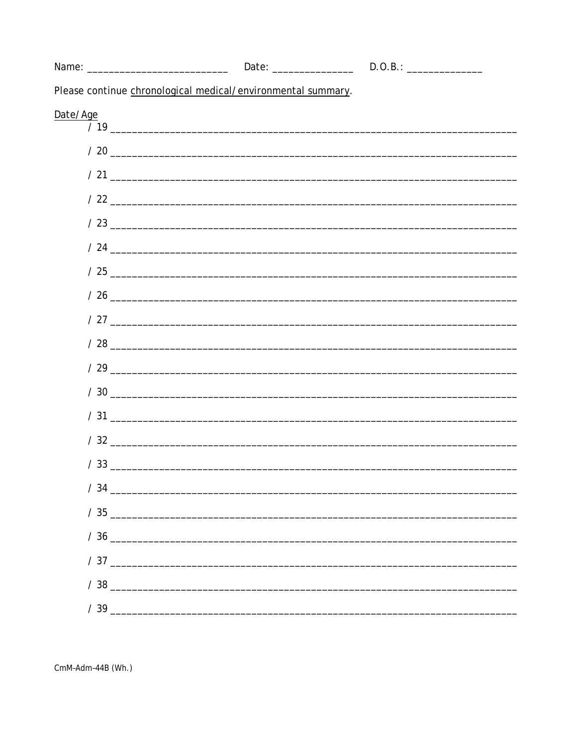Name: ___________________________ Date: _______________ D.O.B.: ______________

Please continue chronological medical/environmental summary.

Date/Age

/ 19 ____________________________________________________________________________

/ 20 ____________________________________________________________________________

/ 21 ____________________________________________________________________________

/ 22 ____________________________________________________________________________

/ 23 ____________________________________________________________________________

/ 24 ____________________________________________________________________________

/ 25 ____________________________________________________________________________

/ 26 ____________________________________________________________________________

/ 27 ____________________________________________________________________________

/ 28 ____________________________________________________________________________

/ 29 ____________________________________________________________________________

/ 30 ____________________________________________________________________________

/ 31 ____________________________________________________________________________

/ 32 ____________________________________________________________________________

/ 33 ____________________________________________________________________________

/ 34 ____________________________________________________________________________

/ 35 ____________________________________________________________________________

/ 36 ____________________________________________________________________________

/ 37 ____________________________________________________________________________

/ 38 ____________________________________________________________________________

/ 39 ____________________________________________________________________________

CmM–Adm–44B (Wh.)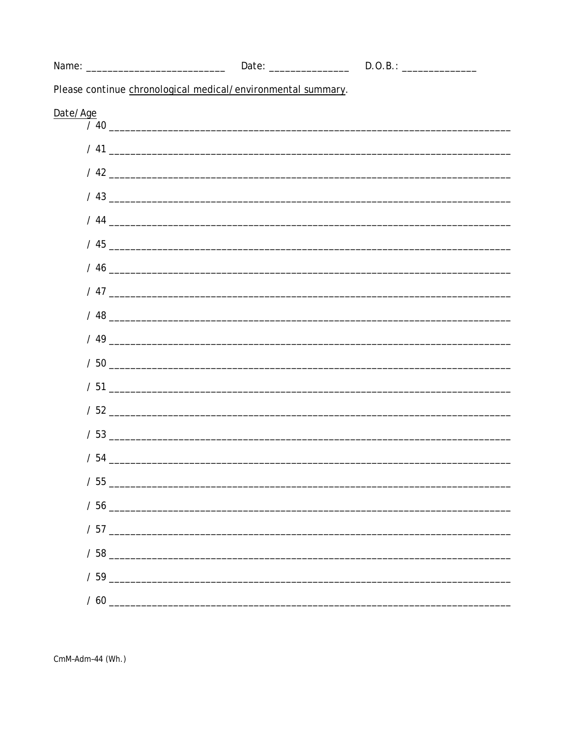Name: ___________________________ Date: _______________ D.O.B.: ______________

Please continue chronological medical/environmental summary.

Date/Age

/ 40 ___________________________________________________________________________

/ 41 ___________________________________________________________________________

/ 42 ___________________________________________________________________________

/ 43 ___________________________________________________________________________

/ 44 ___________________________________________________________________________

/ 45 ___________________________________________________________________________

/ 46 ___________________________________________________________________________

/ 47 ___________________________________________________________________________

/ 48 ___________________________________________________________________________

/ 49 ___________________________________________________________________________

/ 50 ___________________________________________________________________________

/ 51 ___________________________________________________________________________

/ 52 ___________________________________________________________________________

/ 53 ___________________________________________________________________________

/ 54 ___________________________________________________________________________

/ 55 ___________________________________________________________________________

/ 56 ___________________________________________________________________________

/ 57 ___________________________________________________________________________

/ 58 ___________________________________________________________________________

/ 59 ___________________________________________________________________________

/ 60 ___________________________________________________________________________

CmM–Adm–44 (Wh.)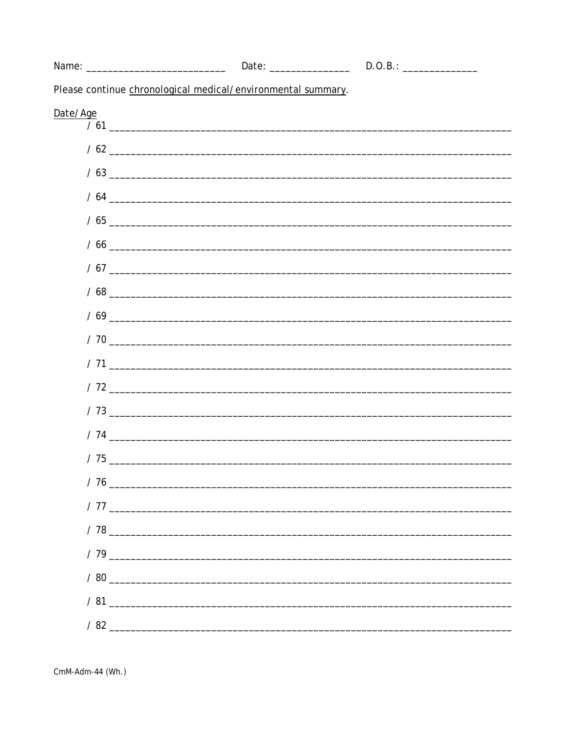Name: ___________________________ Date: _______________ D.O.B.: ______________

Please continue chronological medical/environmental summary.

Date/Age

/ 61 ______________________________________________________________________________

/ 62 ______________________________________________________________________________

/ 63 ______________________________________________________________________________

/ 64 ______________________________________________________________________________

/ 65 ______________________________________________________________________________

/ 66 ______________________________________________________________________________

/ 67 ______________________________________________________________________________

/ 68 ______________________________________________________________________________

/ 69 ______________________________________________________________________________

/ 70 ______________________________________________________________________________

/ 71 ______________________________________________________________________________

/ 72 ______________________________________________________________________________

/ 73 ______________________________________________________________________________

/ 74 ______________________________________________________________________________

/ 75 ______________________________________________________________________________

/ 76 ______________________________________________________________________________

/ 77 ______________________________________________________________________________

/ 78 ______________________________________________________________________________

/ 79 ______________________________________________________________________________

/ 80 ______________________________________________________________________________

/ 81 ______________________________________________________________________________

/ 82 ______________________________________________________________________________

CmM-Adm-44 (Wh.)